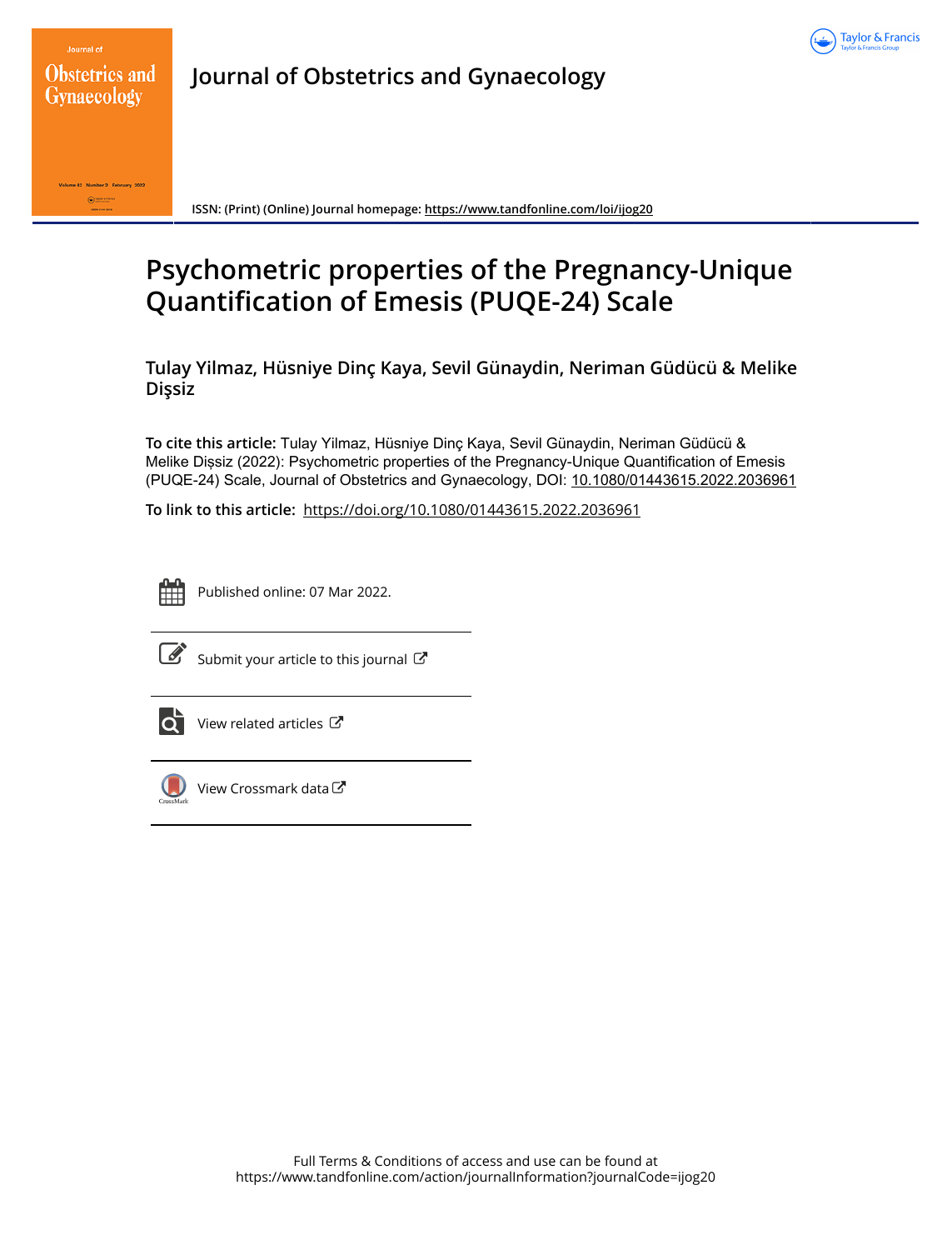# Journal of Obstetrics and Gynaecology

ISSN: (Print) (Online) Journal homepage: https://www.tandfonline.com/loi/ijog20

# Psychometric properties of the Pregnancy-Unique Quantification of Emesis (PUQE-24) Scale

**Tulay Yilmaz, Hüsniye Dinç Kaya, Sevil Günaydin, Neriman Güdücü & Melike Dişsiz**

**To cite this article:** Tulay Yilmaz, Hüsniye Dinç Kaya, Sevil Günaydin, Neriman Güdücü & Melike Dişsiz (2022): Psychometric properties of the Pregnancy-Unique Quantification of Emesis (PUQE-24) Scale, Journal of Obstetrics and Gynaecology, DOI: 10.1080/01443615.2022.2036961

**To link to this article:** https://doi.org/10.1080/01443615.2022.2036961

Published online: 07 Mar 2022.

Submit your article to this journal

View related articles

View Crossmark data

Full Terms & Conditions of access and use can be found at https://www.tandfonline.com/action/journalInformation?journalCode=ijog20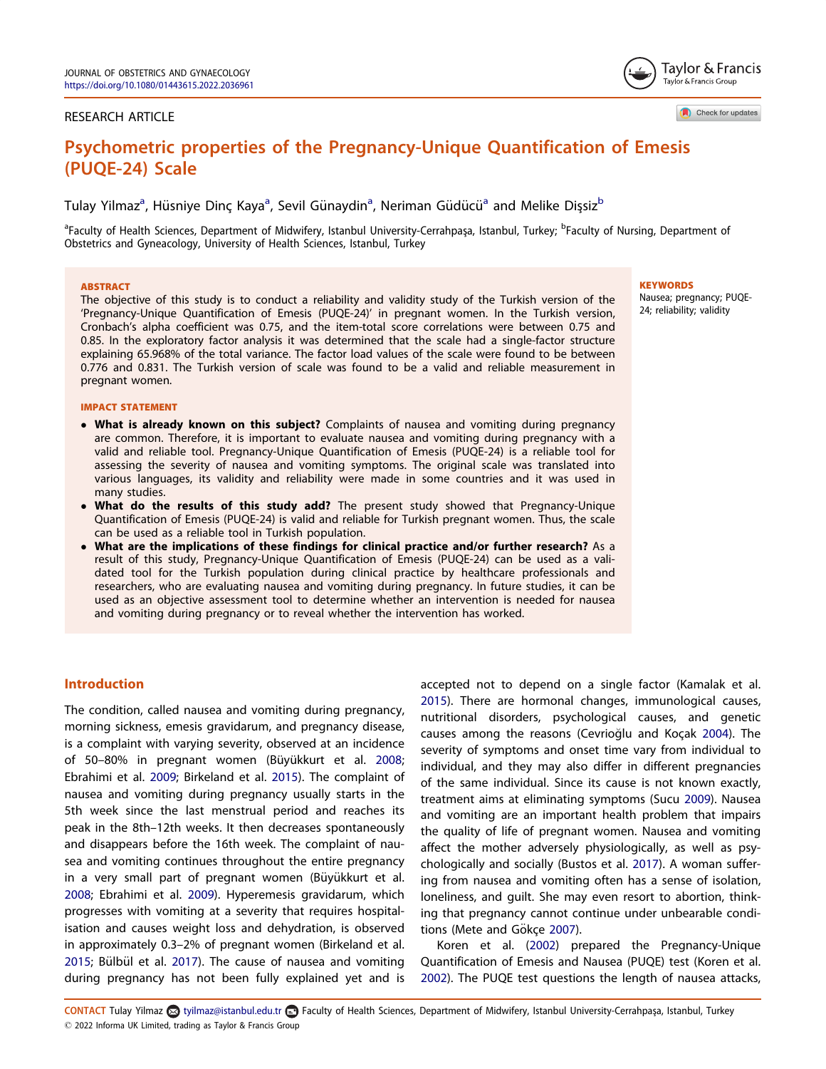RESEARCH ARTICLE

# Psychometric properties of the Pregnancy-Unique Quantification of Emesis (PUQE-24) Scale

Tulay Yilmaz[a], Hüsniye Dinç Kaya[a], Sevil Günaydin[a], Neriman Güdücü[a] and Melike Dişsiz[b]

[a]Faculty of Health Sciences, Department of Midwifery, Istanbul University-Cerrahpaşa, Istanbul, Turkey; [b]Faculty of Nursing, Department of Obstetrics and Gyneacology, University of Health Sciences, Istanbul, Turkey

## ABSTRACT

The objective of this study is to conduct a reliability and validity study of the Turkish version of the 'Pregnancy-Unique Quantification of Emesis (PUQE-24)' in pregnant women. In the Turkish version, Cronbach's alpha coefficient was 0.75, and the item-total score correlations were between 0.75 and 0.85. In the exploratory factor analysis it was determined that the scale had a single-factor structure explaining 65.968% of the total variance. The factor load values of the scale were found to be between 0.776 and 0.831. The Turkish version of scale was found to be a valid and reliable measurement in pregnant women.

**KEYWORDS**

Nausea; pregnancy; PUQE-24; reliability; validity

## IMPACT STATEMENT

- **What is already known on this subject?** Complaints of nausea and vomiting during pregnancy are common. Therefore, it is important to evaluate nausea and vomiting during pregnancy with a valid and reliable tool. Pregnancy-Unique Quantification of Emesis (PUQE-24) is a reliable tool for assessing the severity of nausea and vomiting symptoms. The original scale was translated into various languages, its validity and reliability were made in some countries and it was used in many studies.
- **What do the results of this study add?** The present study showed that Pregnancy-Unique Quantification of Emesis (PUQE-24) is valid and reliable for Turkish pregnant women. Thus, the scale can be used as a reliable tool in Turkish population.
- **What are the implications of these findings for clinical practice and/or further research?** As a result of this study, Pregnancy-Unique Quantification of Emesis (PUQE-24) can be used as a validated tool for the Turkish population during clinical practice by healthcare professionals and researchers, who are evaluating nausea and vomiting during pregnancy. In future studies, it can be used as an objective assessment tool to determine whether an intervention is needed for nausea and vomiting during pregnancy or to reveal whether the intervention has worked.

## Introduction

The condition, called nausea and vomiting during pregnancy, morning sickness, emesis gravidarum, and pregnancy disease, is a complaint with varying severity, observed at an incidence of 50–80% in pregnant women (Büyükkurt et al. 2008; Ebrahimi et al. 2009; Birkeland et al. 2015). The complaint of nausea and vomiting during pregnancy usually starts in the 5th week since the last menstrual period and reaches its peak in the 8th–12th weeks. It then decreases spontaneously and disappears before the 16th week. The complaint of nausea and vomiting continues throughout the entire pregnancy in a very small part of pregnant women (Büyükkurt et al. 2008; Ebrahimi et al. 2009). Hyperemesis gravidarum, which progresses with vomiting at a severity that requires hospitalisation and causes weight loss and dehydration, is observed in approximately 0.3–2% of pregnant women (Birkeland et al. 2015; Bülbül et al. 2017). The cause of nausea and vomiting during pregnancy has not been fully explained yet and is accepted not to depend on a single factor (Kamalak et al. 2015). There are hormonal changes, immunological causes, nutritional disorders, psychological causes, and genetic causes among the reasons (Cevrioğlu and Koçak 2004). The severity of symptoms and onset time vary from individual to individual, and they may also differ in different pregnancies of the same individual. Since its cause is not known exactly, treatment aims at eliminating symptoms (Sucu 2009). Nausea and vomiting are an important health problem that impairs the quality of life of pregnant women. Nausea and vomiting affect the mother adversely physiologically, as well as psychologically and socially (Bustos et al. 2017). A woman suffering from nausea and vomiting often has a sense of isolation, loneliness, and guilt. She may even resort to abortion, thinking that pregnancy cannot continue under unbearable conditions (Mete and Gökçe 2007).

Koren et al. (2002) prepared the Pregnancy-Unique Quantification of Emesis and Nausea (PUQE) test (Koren et al. 2002). The PUQE test questions the length of nausea attacks,

CONTACT Tulay Yilmaz tyilmaz@istanbul.edu.tr Faculty of Health Sciences, Department of Midwifery, Istanbul University-Cerrahpaşa, Istanbul, Turkey
© 2022 Informa UK Limited, trading as Taylor & Francis Group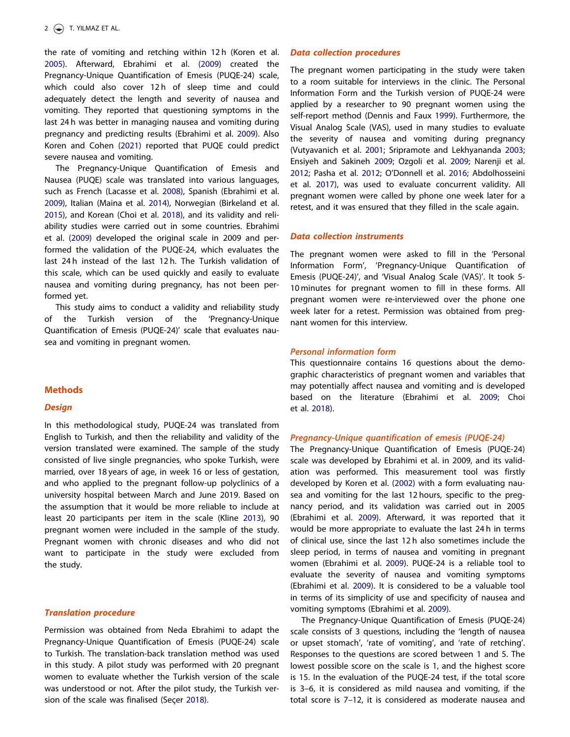the rate of vomiting and retching within 12 h (Koren et al. 2005). Afterward, Ebrahimi et al. (2009) created the Pregnancy-Unique Quantification of Emesis (PUQE-24) scale, which could also cover 12 h of sleep time and could adequately detect the length and severity of nausea and vomiting. They reported that questioning symptoms in the last 24 h was better in managing nausea and vomiting during pregnancy and predicting results (Ebrahimi et al. 2009). Also Koren and Cohen (2021) reported that PUQE could predict severe nausea and vomiting.

The Pregnancy-Unique Quantification of Emesis and Nausea (PUQE) scale was translated into various languages, such as French (Lacasse et al. 2008), Spanish (Ebrahimi et al. 2009), Italian (Maina et al. 2014), Norwegian (Birkeland et al. 2015), and Korean (Choi et al. 2018), and its validity and reliability studies were carried out in some countries. Ebrahimi et al. (2009) developed the original scale in 2009 and performed the validation of the PUQE-24, which evaluates the last 24 h instead of the last 12 h. The Turkish validation of this scale, which can be used quickly and easily to evaluate nausea and vomiting during pregnancy, has not been performed yet.

This study aims to conduct a validity and reliability study of the Turkish version of the 'Pregnancy-Unique Quantification of Emesis (PUQE-24)' scale that evaluates nausea and vomiting in pregnant women.

## Methods

### Design

In this methodological study, PUQE-24 was translated from English to Turkish, and then the reliability and validity of the version translated were examined. The sample of the study consisted of live single pregnancies, who spoke Turkish, were married, over 18 years of age, in week 16 or less of gestation, and who applied to the pregnant follow-up polyclinics of a university hospital between March and June 2019. Based on the assumption that it would be more reliable to include at least 20 participants per item in the scale (Kline 2013), 90 pregnant women were included in the sample of the study. Pregnant women with chronic diseases and who did not want to participate in the study were excluded from the study.

### Translation procedure

Permission was obtained from Neda Ebrahimi to adapt the Pregnancy-Unique Quantification of Emesis (PUQE-24) scale to Turkish. The translation-back translation method was used in this study. A pilot study was performed with 20 pregnant women to evaluate whether the Turkish version of the scale was understood or not. After the pilot study, the Turkish version of the scale was finalised (Seçer 2018).

### Data collection procedures

The pregnant women participating in the study were taken to a room suitable for interviews in the clinic. The Personal Information Form and the Turkish version of PUQE-24 were applied by a researcher to 90 pregnant women using the self-report method (Dennis and Faux 1999). Furthermore, the Visual Analog Scale (VAS), used in many studies to evaluate the severity of nausea and vomiting during pregnancy (Vutyavanich et al. 2001; Sripramote and Lekhyananda 2003; Ensiyeh and Sakineh 2009; Ozgoli et al. 2009; Narenji et al. 2012; Pasha et al. 2012; O'Donnell et al. 2016; Abdolhosseini et al. 2017), was used to evaluate concurrent validity. All pregnant women were called by phone one week later for a retest, and it was ensured that they filled in the scale again.

### Data collection instruments

The pregnant women were asked to fill in the 'Personal Information Form', 'Pregnancy-Unique Quantification of Emesis (PUQE-24)', and 'Visual Analog Scale (VAS)'. It took 5-10 minutes for pregnant women to fill in these forms. All pregnant women were re-interviewed over the phone one week later for a retest. Permission was obtained from pregnant women for this interview.

### Personal information form

This questionnaire contains 16 questions about the demographic characteristics of pregnant women and variables that may potentially affect nausea and vomiting and is developed based on the literature (Ebrahimi et al. 2009; Choi et al. 2018).

### Pregnancy-Unique quantification of emesis (PUQE-24)

The Pregnancy-Unique Quantification of Emesis (PUQE-24) scale was developed by Ebrahimi et al. in 2009, and its validation was performed. This measurement tool was firstly developed by Koren et al. (2002) with a form evaluating nausea and vomiting for the last 12 hours, specific to the pregnancy period, and its validation was carried out in 2005 (Ebrahimi et al. 2009). Afterward, it was reported that it would be more appropriate to evaluate the last 24 h in terms of clinical use, since the last 12 h also sometimes include the sleep period, in terms of nausea and vomiting in pregnant women (Ebrahimi et al. 2009). PUQE-24 is a reliable tool to evaluate the severity of nausea and vomiting symptoms (Ebrahimi et al. 2009). It is considered to be a valuable tool in terms of its simplicity of use and specificity of nausea and vomiting symptoms (Ebrahimi et al. 2009).

The Pregnancy-Unique Quantification of Emesis (PUQE-24) scale consists of 3 questions, including the 'length of nausea or upset stomach', 'rate of vomiting', and 'rate of retching'. Responses to the questions are scored between 1 and 5. The lowest possible score on the scale is 1, and the highest score is 15. In the evaluation of the PUQE-24 test, if the total score is 3–6, it is considered as mild nausea and vomiting, if the total score is 7–12, it is considered as moderate nausea and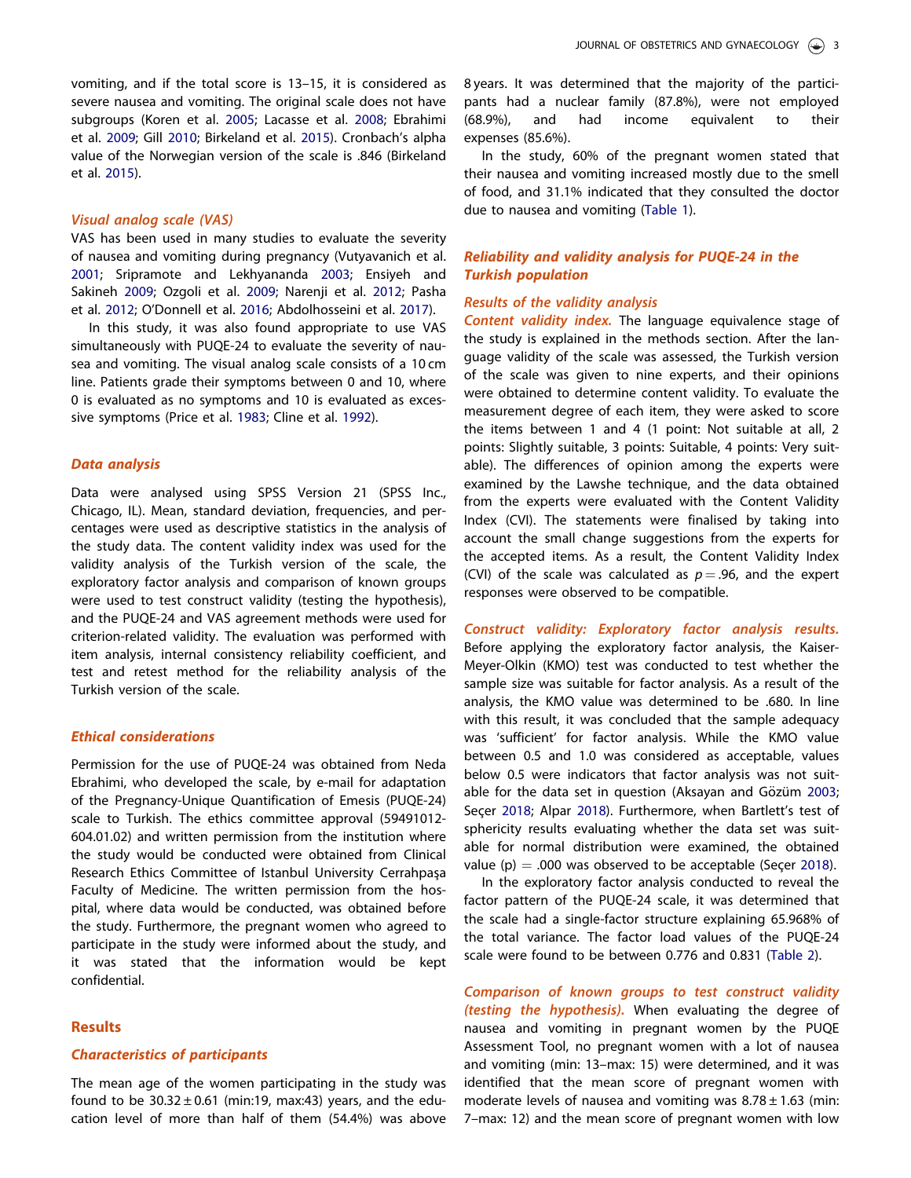vomiting, and if the total score is 13–15, it is considered as severe nausea and vomiting. The original scale does not have subgroups (Koren et al. 2005; Lacasse et al. 2008; Ebrahimi et al. 2009; Gill 2010; Birkeland et al. 2015). Cronbach's alpha value of the Norwegian version of the scale is .846 (Birkeland et al. 2015).

### *Visual analog scale (VAS)*

VAS has been used in many studies to evaluate the severity of nausea and vomiting during pregnancy (Vutyavanich et al. 2001; Sripramote and Lekhyananda 2003; Ensiyeh and Sakineh 2009; Ozgoli et al. 2009; Narenji et al. 2012; Pasha et al. 2012; O'Donnell et al. 2016; Abdolhosseini et al. 2017).

In this study, it was also found appropriate to use VAS simultaneously with PUQE-24 to evaluate the severity of nausea and vomiting. The visual analog scale consists of a 10 cm line. Patients grade their symptoms between 0 and 10, where 0 is evaluated as no symptoms and 10 is evaluated as excessive symptoms (Price et al. 1983; Cline et al. 1992).

### *Data analysis*

Data were analysed using SPSS Version 21 (SPSS Inc., Chicago, IL). Mean, standard deviation, frequencies, and percentages were used as descriptive statistics in the analysis of the study data. The content validity index was used for the validity analysis of the Turkish version of the scale, the exploratory factor analysis and comparison of known groups were used to test construct validity (testing the hypothesis), and the PUQE-24 and VAS agreement methods were used for criterion-related validity. The evaluation was performed with item analysis, internal consistency reliability coefficient, and test and retest method for the reliability analysis of the Turkish version of the scale.

### *Ethical considerations*

Permission for the use of PUQE-24 was obtained from Neda Ebrahimi, who developed the scale, by e-mail for adaptation of the Pregnancy-Unique Quantification of Emesis (PUQE-24) scale to Turkish. The ethics committee approval (59491012-604.01.02) and written permission from the institution where the study would be conducted were obtained from Clinical Research Ethics Committee of Istanbul University Cerrahpaşa Faculty of Medicine. The written permission from the hospital, where data would be conducted, was obtained before the study. Furthermore, the pregnant women who agreed to participate in the study were informed about the study, and it was stated that the information would be kept confidential.

## Results

### *Characteristics of participants*

The mean age of the women participating in the study was found to be $30.32 \pm 0.61$ (min:19, max:43) years, and the education level of more than half of them (54.4%) was above 8 years. It was determined that the majority of the participants had a nuclear family (87.8%), were not employed (68.9%), and had income equivalent to their expenses (85.6%).

In the study, 60% of the pregnant women stated that their nausea and vomiting increased mostly due to the smell of food, and 31.1% indicated that they consulted the doctor due to nausea and vomiting (Table 1).

### *Reliability and validity analysis for PUQE-24 in the Turkish population*

#### *Results of the validity analysis*

***Content validity index.*** The language equivalence stage of the study is explained in the methods section. After the language validity of the scale was assessed, the Turkish version of the scale was given to nine experts, and their opinions were obtained to determine content validity. To evaluate the measurement degree of each item, they were asked to score the items between 1 and 4 (1 point: Not suitable at all, 2 points: Slightly suitable, 3 points: Suitable, 4 points: Very suitable). The differences of opinion among the experts were examined by the Lawshe technique, and the data obtained from the experts were evaluated with the Content Validity Index (CVI). The statements were finalised by taking into account the small change suggestions from the experts for the accepted items. As a result, the Content Validity Index (CVI) of the scale was calculated as $p = .96$, and the expert responses were observed to be compatible.

***Construct validity: Exploratory factor analysis results.*** Before applying the exploratory factor analysis, the Kaiser-Meyer-Olkin (KMO) test was conducted to test whether the sample size was suitable for factor analysis. As a result of the analysis, the KMO value was determined to be .680. In line with this result, it was concluded that the sample adequacy was 'sufficient' for factor analysis. While the KMO value between 0.5 and 1.0 was considered as acceptable, values below 0.5 were indicators that factor analysis was not suitable for the data set in question (Aksayan and Gözüm 2003; Seçer 2018; Alpar 2018). Furthermore, when Bartlett's test of sphericity results evaluating whether the data set was suitable for normal distribution were examined, the obtained value (p) $= .000$ was observed to be acceptable (Seçer 2018).

In the exploratory factor analysis conducted to reveal the factor pattern of the PUQE-24 scale, it was determined that the scale had a single-factor structure explaining 65.968% of the total variance. The factor load values of the PUQE-24 scale were found to be between 0.776 and 0.831 (Table 2).

***Comparison of known groups to test construct validity (testing the hypothesis).*** When evaluating the degree of nausea and vomiting in pregnant women by the PUQE Assessment Tool, no pregnant women with a lot of nausea and vomiting (min: 13–max: 15) were determined, and it was identified that the mean score of pregnant women with moderate levels of nausea and vomiting was $8.78 \pm 1.63$ (min: 7–max: 12) and the mean score of pregnant women with low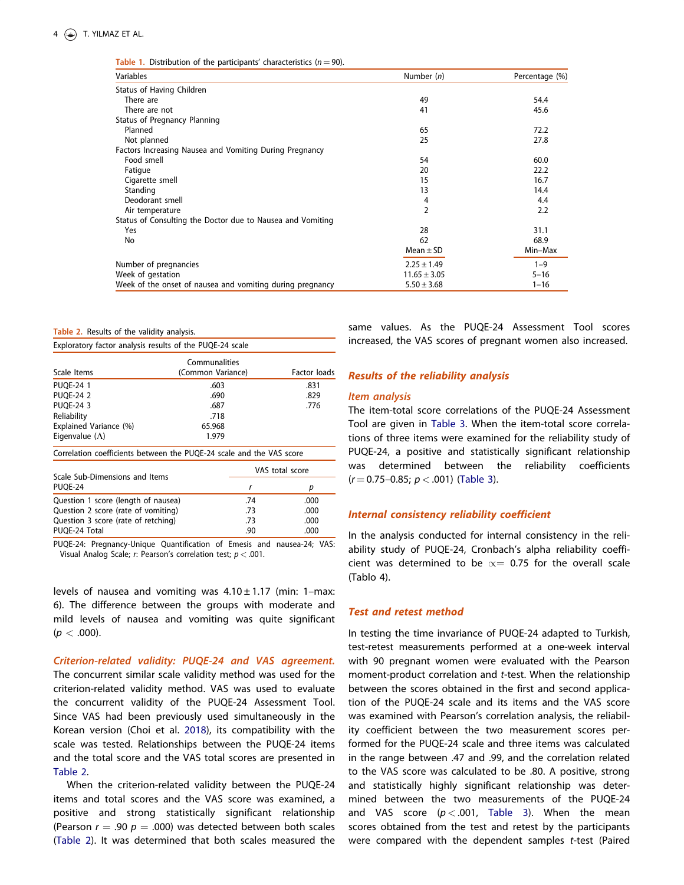Table 1. Distribution of the participants' characteristics ($n = 90$).

| Variables | Number ($n$) | Percentage (%) |
|---|---|---|
| Status of Having Children | | |
| There are | 49 | 54.4 |
| There are not | 41 | 45.6 |
| Status of Pregnancy Planning | | |
| Planned | 65 | 72.2 |
| Not planned | 25 | 27.8 |
| Factors Increasing Nausea and Vomiting During Pregnancy | | |
| Food smell | 54 | 60.0 |
| Fatigue | 20 | 22.2 |
| Cigarette smell | 15 | 16.7 |
| Standing | 13 | 14.4 |
| Deodorant smell | 4 | 4.4 |
| Air temperature | 2 | 2.2 |
| Status of Consulting the Doctor due to Nausea and Vomiting | | |
| Yes | 28 | 31.1 |
| No | 62 | 68.9 |
| | Mean ± SD | Min–Max |
| Number of pregnancies | 2.25 ± 1.49 | 1–9 |
| Week of gestation | 11.65 ± 3.05 | 5–16 |
| Week of the onset of nausea and vomiting during pregnancy | 5.50 ± 3.68 | 1–16 |

Table 2. Results of the validity analysis.

Exploratory factor analysis results of the PUQE-24 scale

| Scale Items | Communalities (Common Variance) | Factor loads |
|---|---|---|
| PUQE-24 1 | .603 | .831 |
| PUQE-24 2 | .690 | .829 |
| PUQE-24 3 | .687 | .776 |
| Reliability | .718 | |
| Explained Variance (%) | 65.968 | |
| Eigenvalue (Λ) | 1.979 | |

Correlation coefficients between the PUQE-24 scale and the VAS score

| Scale Sub-Dimensions and Items PUQE-24 | VAS total score $r$ | $p$ |
|---|---|---|
| Question 1 score (length of nausea) | .74 | .000 |
| Question 2 score (rate of vomiting) | .73 | .000 |
| Question 3 score (rate of retching) | .73 | .000 |
| PUQE-24 Total | .90 | .000 |

PUQE-24: Pregnancy-Unique Quantification of Emesis and nausea-24; VAS: Visual Analog Scale; $r$: Pearson's correlation test; $p < .001$.

levels of nausea and vomiting was 4.10 ± 1.17 (min: 1–max: 6). The difference between the groups with moderate and mild levels of nausea and vomiting was quite significant ($p < .000$).

*Criterion-related validity: PUQE-24 and VAS agreement.* The concurrent similar scale validity method was used for the criterion-related validity method. VAS was used to evaluate the concurrent validity of the PUQE-24 Assessment Tool. Since VAS had been previously used simultaneously in the Korean version (Choi et al. 2018), its compatibility with the scale was tested. Relationships between the PUQE-24 items and the total score and the VAS total scores are presented in Table 2.

When the criterion-related validity between the PUQE-24 items and total scores and the VAS score was examined, a positive and strong statistically significant relationship (Pearson $r = .90$ $p = .000$) was detected between both scales (Table 2). It was determined that both scales measured the same values. As the PUQE-24 Assessment Tool scores increased, the VAS scores of pregnant women also increased.

### Results of the reliability analysis

#### Item analysis

The item-total score correlations of the PUQE-24 Assessment Tool are given in Table 3. When the item-total score correlations of three items were examined for the reliability study of PUQE-24, a positive and statistically significant relationship was determined between the reliability coefficients ($r = 0.75$–$0.85$; $p < .001$) (Table 3).

#### Internal consistency reliability coefficient

In the analysis conducted for internal consistency in the reliability study of PUQE-24, Cronbach's alpha reliability coefficient was determined to be $\propto = 0.75$ for the overall scale (Tablo 4).

#### Test and retest method

In testing the time invariance of PUQE-24 adapted to Turkish, test-retest measurements performed at a one-week interval with 90 pregnant women were evaluated with the Pearson moment-product correlation and $t$-test. When the relationship between the scores obtained in the first and second application of the PUQE-24 scale and its items and the VAS score was examined with Pearson's correlation analysis, the reliability coefficient between the two measurement scores performed for the PUQE-24 scale and three items was calculated in the range between .47 and .99, and the correlation related to the VAS score was calculated to be .80. A positive, strong and statistically highly significant relationship was determined between the two measurements of the PUQE-24 and VAS score ($p < .001$, Table 3). When the mean scores obtained from the test and retest by the participants were compared with the dependent samples $t$-test (Paired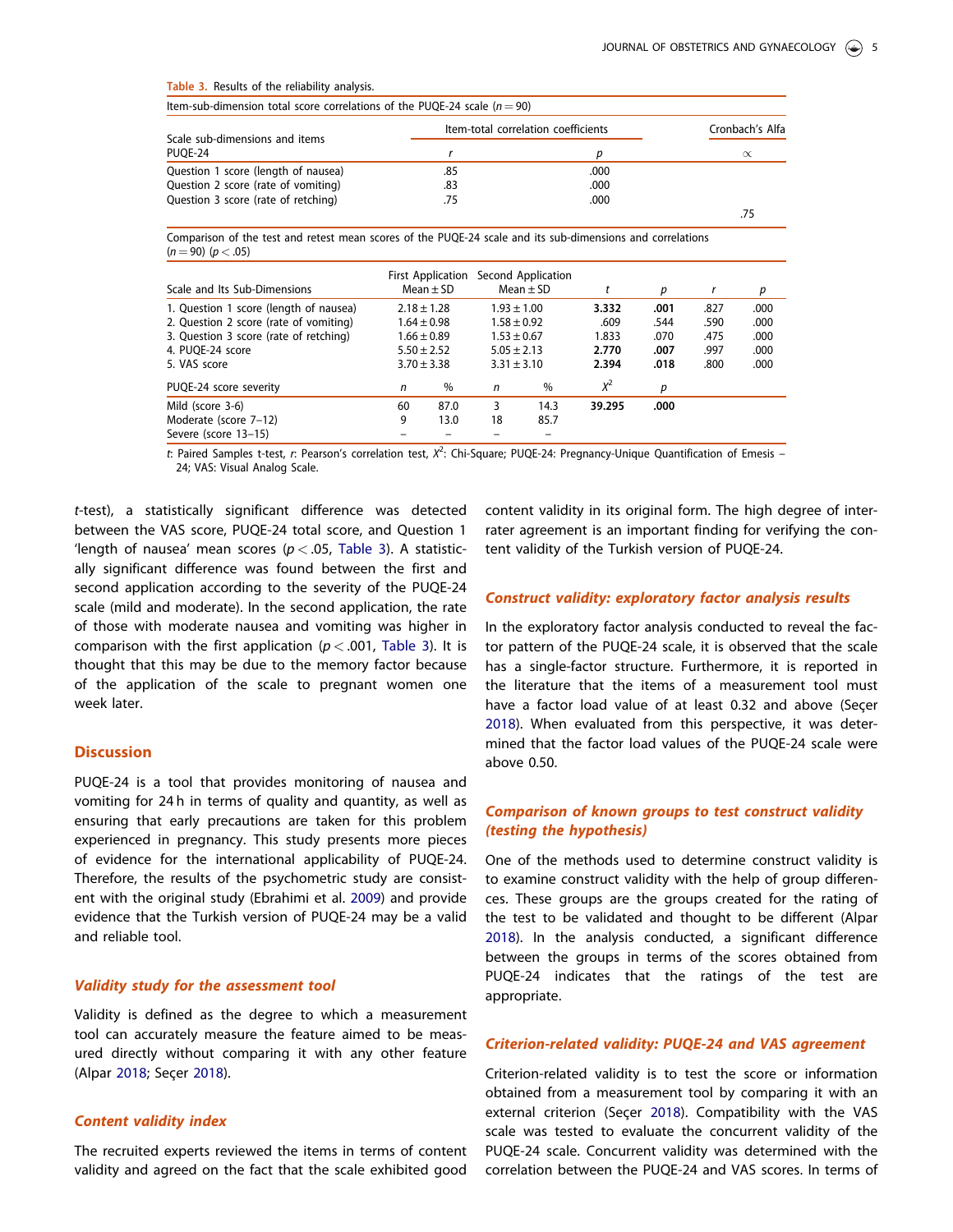**Table 3.** Results of the reliability analysis.

Item-sub-dimension total score correlations of the PUQE-24 scale ($n = 90$)

| Scale sub-dimensions and items PUQE-24 | Item-total correlation coefficients | | Cronbach's Alfa |
|---|---|---|---|
| | $r$ | $p$ | $\alpha$ |
| Question 1 score (length of nausea) | .85 | .000 | |
| Question 2 score (rate of vomiting) | .83 | .000 | |
| Question 3 score (rate of retching) | .75 | .000 | |
| | | | .75 |

Comparison of the test and retest mean scores of the PUQE-24 scale and its sub-dimensions and correlations ($n = 90$) ($p < .05$)

| Scale and Its Sub-Dimensions | First Application Mean ± SD | | Second Application Mean ± SD | | $t$ | $p$ | $r$ | $p$ |
|---|---|---|---|---|---|---|---|---|
| 1. Question 1 score (length of nausea) | 2.18 ± 1.28 | | 1.93 ± 1.00 | | **3.332** | **.001** | .827 | .000 |
| 2. Question 2 score (rate of vomiting) | 1.64 ± 0.98 | | 1.58 ± 0.92 | | .609 | .544 | .590 | .000 |
| 3. Question 3 score (rate of retching) | 1.66 ± 0.89 | | 1.53 ± 0.67 | | 1.833 | .070 | .475 | .000 |
| 4. PUQE-24 score | 5.50 ± 2.52 | | 5.05 ± 2.13 | | **2.770** | **.007** | .997 | .000 |
| 5. VAS score | 3.70 ± 3.38 | | 3.31 ± 3.10 | | **2.394** | **.018** | .800 | .000 |
| PUQE-24 score severity | $n$ | % | $n$ | % | $X^2$ | $p$ | | |
| Mild (score 3-6) | 60 | 87.0 | 3 | 14.3 | **39.295** | **.000** | | |
| Moderate (score 7–12) | 9 | 13.0 | 18 | 85.7 | | | | |
| Severe (score 13–15) | – | – | – | – | | | | |

$t$: Paired Samples t-test, $r$: Pearson's correlation test, $X^2$: Chi-Square; PUQE-24: Pregnancy-Unique Quantification of Emesis – 24; VAS: Visual Analog Scale.

*t*-test), a statistically significant difference was detected between the VAS score, PUQE-24 total score, and Question 1 'length of nausea' mean scores ($p < .05$, Table 3). A statistically significant difference was found between the first and second application according to the severity of the PUQE-24 scale (mild and moderate). In the second application, the rate of those with moderate nausea and vomiting was higher in comparison with the first application ($p < .001$, Table 3). It is thought that this may be due to the memory factor because of the application of the scale to pregnant women one week later.

## Discussion

PUQE-24 is a tool that provides monitoring of nausea and vomiting for 24 h in terms of quality and quantity, as well as ensuring that early precautions are taken for this problem experienced in pregnancy. This study presents more pieces of evidence for the international applicability of PUQE-24. Therefore, the results of the psychometric study are consistent with the original study (Ebrahimi et al. 2009) and provide evidence that the Turkish version of PUQE-24 may be a valid and reliable tool.

### Validity study for the assessment tool

Validity is defined as the degree to which a measurement tool can accurately measure the feature aimed to be measured directly without comparing it with any other feature (Alpar 2018; Seçer 2018).

### Content validity index

The recruited experts reviewed the items in terms of content validity and agreed on the fact that the scale exhibited good content validity in its original form. The high degree of inter-rater agreement is an important finding for verifying the content validity of the Turkish version of PUQE-24.

### Construct validity: exploratory factor analysis results

In the exploratory factor analysis conducted to reveal the factor pattern of the PUQE-24 scale, it is observed that the scale has a single-factor structure. Furthermore, it is reported in the literature that the items of a measurement tool must have a factor load value of at least 0.32 and above (Seçer 2018). When evaluated from this perspective, it was determined that the factor load values of the PUQE-24 scale were above 0.50.

### Comparison of known groups to test construct validity (testing the hypothesis)

One of the methods used to determine construct validity is to examine construct validity with the help of group differences. These groups are the groups created for the rating of the test to be validated and thought to be different (Alpar 2018). In the analysis conducted, a significant difference between the groups in terms of the scores obtained from PUQE-24 indicates that the ratings of the test are appropriate.

### Criterion-related validity: PUQE-24 and VAS agreement

Criterion-related validity is to test the score or information obtained from a measurement tool by comparing it with an external criterion (Seçer 2018). Compatibility with the VAS scale was tested to evaluate the concurrent validity of the PUQE-24 scale. Concurrent validity was determined with the correlation between the PUQE-24 and VAS scores. In terms of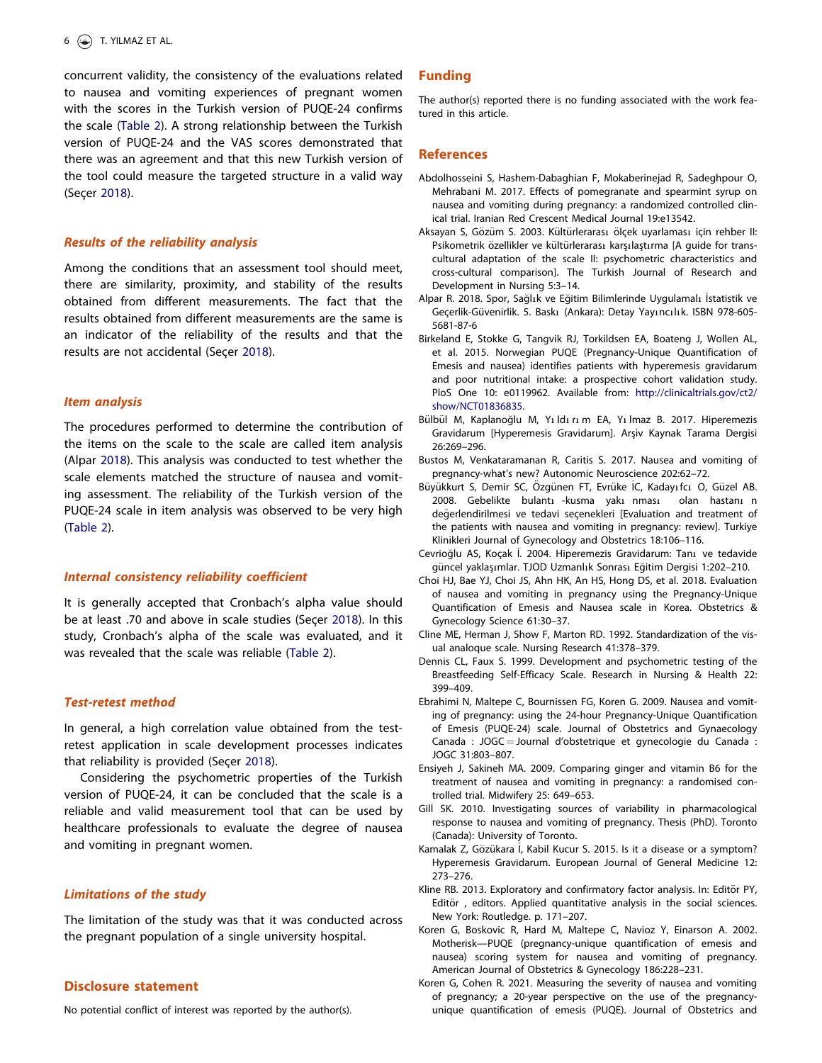concurrent validity, the consistency of the evaluations related to nausea and vomiting experiences of pregnant women with the scores in the Turkish version of PUQE-24 confirms the scale (Table 2). A strong relationship between the Turkish version of PUQE-24 and the VAS scores demonstrated that there was an agreement and that this new Turkish version of the tool could measure the targeted structure in a valid way (Seçer 2018).

### *Results of the reliability analysis*

Among the conditions that an assessment tool should meet, there are similarity, proximity, and stability of the results obtained from different measurements. The fact that the results obtained from different measurements are the same is an indicator of the reliability of the results and that the results are not accidental (Seçer 2018).

### *Item analysis*

The procedures performed to determine the contribution of the items on the scale to the scale are called item analysis (Alpar 2018). This analysis was conducted to test whether the scale elements matched the structure of nausea and vomiting assessment. The reliability of the Turkish version of the PUQE-24 scale in item analysis was observed to be very high (Table 2).

### *Internal consistency reliability coefficient*

It is generally accepted that Cronbach's alpha value should be at least .70 and above in scale studies (Seçer 2018). In this study, Cronbach's alpha of the scale was evaluated, and it was revealed that the scale was reliable (Table 2).

### *Test-retest method*

In general, a high correlation value obtained from the test-retest application in scale development processes indicates that reliability is provided (Seçer 2018).

Considering the psychometric properties of the Turkish version of PUQE-24, it can be concluded that the scale is a reliable and valid measurement tool that can be used by healthcare professionals to evaluate the degree of nausea and vomiting in pregnant women.

### *Limitations of the study*

The limitation of the study was that it was conducted across the pregnant population of a single university hospital.

## Disclosure statement

No potential conflict of interest was reported by the author(s).

## Funding

The author(s) reported there is no funding associated with the work featured in this article.

## References

Abdolhosseini S, Hashem-Dabaghian F, Mokaberinejad R, Sadeghpour O, Mehrabani M. 2017. Effects of pomegranate and spearmint syrup on nausea and vomiting during pregnancy: a randomized controlled clinical trial. Iranian Red Crescent Medical Journal 19:e13542.

Aksayan S, Gözüm S. 2003. Kültürlerarası ölçek uyarlaması için rehber II: Psikometrik özellikler ve kültürlerarası karşılaştırma [A guide for transcultural adaptation of the scale II: psychometric characteristics and cross-cultural comparison]. The Turkish Journal of Research and Development in Nursing 5:3–14.

Alpar R. 2018. Spor, Sağlık ve Eğitim Bilimlerinde Uygulamalı İstatistik ve Geçerlik-Güvenirlik. 5. Baskı (Ankara): Detay Yayıncılık. ISBN 978-605-5681-87-6

Birkeland E, Stokke G, Tangvik RJ, Torkildsen EA, Boateng J, Wollen AL, et al. 2015. Norwegian PUQE (Pregnancy-Unique Quantification of Emesis and nausea) identifies patients with hyperemesis gravidarum and poor nutritional intake: a prospective cohort validation study. PloS One 10: e0119962. Available from: http://clinicaltrials.gov/ct2/show/NCT01836835.

Bülbül M, Kaplanoğlu M, Yı ldı rı m EA, Yı lmaz B. 2017. Hiperemezis Gravidarum [Hyperemesis Gravidarum]. Arşiv Kaynak Tarama Dergisi 26:269–296.

Bustos M, Venkataramanan R, Caritis S. 2017. Nausea and vomiting of pregnancy-what's new? Autonomic Neuroscience 202:62–72.

Büyükkurt S, Demir SC, Özgünen FT, Evrüke İC, Kadayıfcı O, Güzel AB. 2008. Gebelikte bulantı -kusma yakı nması olan hastanı n değerlendirilmesi ve tedavi seçenekleri [Evaluation and treatment of the patients with nausea and vomiting in pregnancy: review]. Turkiye Klinikleri Journal of Gynecology and Obstetrics 18:106–116.

Cevrioğlu AS, Koçak İ. 2004. Hiperemezis Gravidarum: Tanı ve tedavide güncel yaklaşımlar. TJOD Uzmanlık Sonrası Eğitim Dergisi 1:202–210.

Choi HJ, Bae YJ, Choi JS, Ahn HK, An HS, Hong DS, et al. 2018. Evaluation of nausea and vomiting in pregnancy using the Pregnancy-Unique Quantification of Emesis and Nausea scale in Korea. Obstetrics & Gynecology Science 61:30–37.

Cline ME, Herman J, Show F, Marton RD. 1992. Standardization of the visual analoque scale. Nursing Research 41:378–379.

Dennis CL, Faux S. 1999. Development and psychometric testing of the Breastfeeding Self-Efficacy Scale. Research in Nursing & Health 22: 399–409.

Ebrahimi N, Maltepe C, Bournissen FG, Koren G. 2009. Nausea and vomiting of pregnancy: using the 24-hour Pregnancy-Unique Quantification of Emesis (PUQE-24) scale. Journal of Obstetrics and Gynaecology Canada : JOGC = Journal d'obstetrique et gynecologie du Canada : JOGC 31:803–807.

Ensiyeh J, Sakineh MA. 2009. Comparing ginger and vitamin B6 for the treatment of nausea and vomiting in pregnancy: a randomised controlled trial. Midwifery 25: 649–653.

Gill SK. 2010. Investigating sources of variability in pharmacological response to nausea and vomiting of pregnancy. Thesis (PhD). Toronto (Canada): University of Toronto.

Kamalak Z, Gözükara İ, Kabil Kucur S. 2015. Is it a disease or a symptom? Hyperemesis Gravidarum. European Journal of General Medicine 12: 273–276.

Kline RB. 2013. Exploratory and confirmatory factor analysis. In: Editör PY, Editör , editors. Applied quantitative analysis in the social sciences. New York: Routledge. p. 171–207.

Koren G, Boskovic R, Hard M, Maltepe C, Navioz Y, Einarson A. 2002. Motherisk—PUQE (pregnancy-unique quantification of emesis and nausea) scoring system for nausea and vomiting of pregnancy. American Journal of Obstetrics & Gynecology 186:228–231.

Koren G, Cohen R. 2021. Measuring the severity of nausea and vomiting of pregnancy; a 20-year perspective on the use of the pregnancy-unique quantification of emesis (PUQE). Journal of Obstetrics and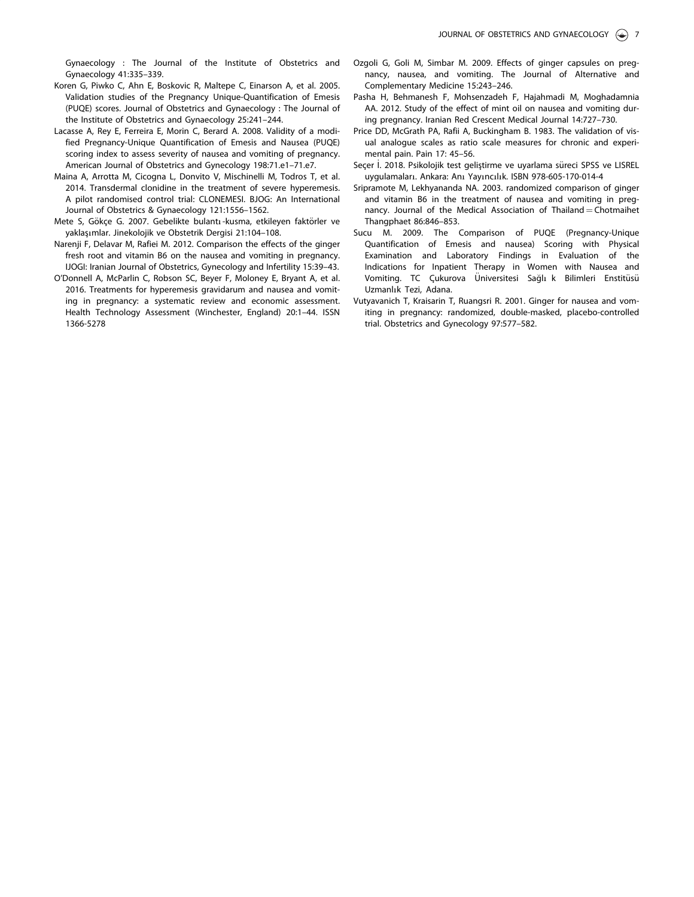Gynaecology : The Journal of the Institute of Obstetrics and Gynaecology 41:335–339.

Koren G, Piwko C, Ahn E, Boskovic R, Maltepe C, Einarson A, et al. 2005. Validation studies of the Pregnancy Unique-Quantification of Emesis (PUQE) scores. Journal of Obstetrics and Gynaecology : The Journal of the Institute of Obstetrics and Gynaecology 25:241–244.

Lacasse A, Rey E, Ferreira E, Morin C, Berard A. 2008. Validity of a modified Pregnancy-Unique Quantification of Emesis and Nausea (PUQE) scoring index to assess severity of nausea and vomiting of pregnancy. American Journal of Obstetrics and Gynecology 198:71.e1–71.e7.

Maina A, Arrotta M, Cicogna L, Donvito V, Mischinelli M, Todros T, et al. 2014. Transdermal clonidine in the treatment of severe hyperemesis. A pilot randomised control trial: CLONEMESI. BJOG: An International Journal of Obstetrics & Gynaecology 121:1556–1562.

Mete S, Gökçe G. 2007. Gebelikte bulantı -kusma, etkileyen faktörler ve yaklaşımlar. Jinekolojik ve Obstetrik Dergisi 21:104–108.

Narenji F, Delavar M, Rafiei M. 2012. Comparison the effects of the ginger fresh root and vitamin B6 on the nausea and vomiting in pregnancy. IJOGI: Iranian Journal of Obstetrics, Gynecology and Infertility 15:39–43.

O'Donnell A, McParlin C, Robson SC, Beyer F, Moloney E, Bryant A, et al. 2016. Treatments for hyperemesis gravidarum and nausea and vomiting in pregnancy: a systematic review and economic assessment. Health Technology Assessment (Winchester, England) 20:1–44. ISSN 1366-5278

Ozgoli G, Goli M, Simbar M. 2009. Effects of ginger capsules on pregnancy, nausea, and vomiting. The Journal of Alternative and Complementary Medicine 15:243–246.

Pasha H, Behmanesh F, Mohsenzadeh F, Hajahmadi M, Moghadamnia AA. 2012. Study of the effect of mint oil on nausea and vomiting during pregnancy. Iranian Red Crescent Medical Journal 14:727–730.

Price DD, McGrath PA, Rafii A, Buckingham B. 1983. The validation of visual analogue scales as ratio scale measures for chronic and experimental pain. Pain 17: 45–56.

Seçer İ. 2018. Psikolojik test geliştirme ve uyarlama süreci SPSS ve LISREL uygulamaları. Ankara: Anı Yayıncılık. ISBN 978-605-170-014-4

Sripramote M, Lekhyananda NA. 2003. randomized comparison of ginger and vitamin B6 in the treatment of nausea and vomiting in pregnancy. Journal of the Medical Association of Thailand = Chotmaihet Thangphaet 86:846–853.

Sucu M. 2009. The Comparison of PUQE (Pregnancy-Unique Quantification of Emesis and nausea) Scoring with Physical Examination and Laboratory Findings in Evaluation of the Indications for Inpatient Therapy in Women with Nausea and Vomiting. TC Çukurova Üniversitesi Sağlı k Bilimleri Enstitüsü Uzmanlık Tezi, Adana.

Vutyavanich T, Kraisarin T, Ruangsri R. 2001. Ginger for nausea and vomiting in pregnancy: randomized, double-masked, placebo-controlled trial. Obstetrics and Gynecology 97:577–582.